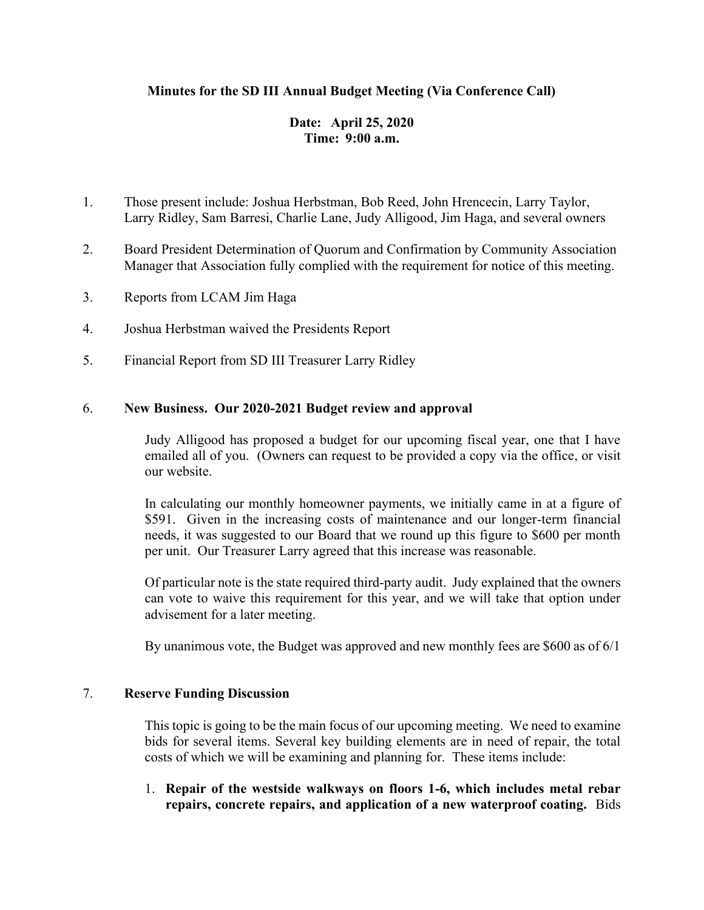**Minutes for the SD III Annual Budget Meeting (Via Conference Call)**

**Date: April 25, 2020**
**Time: 9:00 a.m.**

1. Those present include: Joshua Herbstman, Bob Reed, John Hrencecin, Larry Taylor, Larry Ridley, Sam Barresi, Charlie Lane, Judy Alligood, Jim Haga, and several owners

2. Board President Determination of Quorum and Confirmation by Community Association Manager that Association fully complied with the requirement for notice of this meeting.

3. Reports from LCAM Jim Haga

4. Joshua Herbstman waived the Presidents Report

5. Financial Report from SD III Treasurer Larry Ridley

6. **New Business. Our 2020-2021 Budget review and approval**

   Judy Alligood has proposed a budget for our upcoming fiscal year, one that I have emailed all of you. (Owners can request to be provided a copy via the office, or visit our website.

   In calculating our monthly homeowner payments, we initially came in at a figure of $591. Given in the increasing costs of maintenance and our longer-term financial needs, it was suggested to our Board that we round up this figure to $600 per month per unit. Our Treasurer Larry agreed that this increase was reasonable.

   Of particular note is the state required third-party audit. Judy explained that the owners can vote to waive this requirement for this year, and we will take that option under advisement for a later meeting.

   By unanimous vote, the Budget was approved and new monthly fees are $600 as of 6/1

7. **Reserve Funding Discussion**

   This topic is going to be the main focus of our upcoming meeting. We need to examine bids for several items. Several key building elements are in need of repair, the total costs of which we will be examining and planning for. These items include:

   1. **Repair of the westside walkways on floors 1-6, which includes metal rebar repairs, concrete repairs, and application of a new waterproof coating.** Bids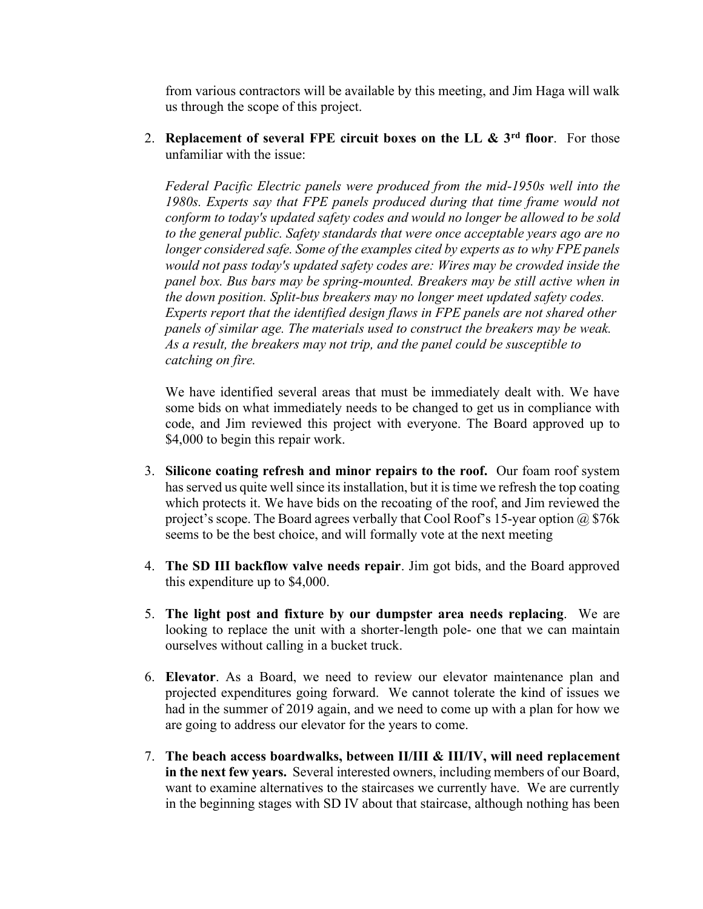from various contractors will be available by this meeting, and Jim Haga will walk us through the scope of this project.

2. **Replacement of several FPE circuit boxes on the LL & 3rd floor**. For those unfamiliar with the issue:

   *Federal Pacific Electric panels were produced from the mid-1950s well into the 1980s. Experts say that FPE panels produced during that time frame would not conform to today's updated safety codes and would no longer be allowed to be sold to the general public. Safety standards that were once acceptable years ago are no longer considered safe. Some of the examples cited by experts as to why FPE panels would not pass today's updated safety codes are: Wires may be crowded inside the panel box. Bus bars may be spring-mounted. Breakers may be still active when in the down position. Split-bus breakers may no longer meet updated safety codes. Experts report that the identified design flaws in FPE panels are not shared other panels of similar age. The materials used to construct the breakers may be weak. As a result, the breakers may not trip, and the panel could be susceptible to catching on fire.*

   We have identified several areas that must be immediately dealt with. We have some bids on what immediately needs to be changed to get us in compliance with code, and Jim reviewed this project with everyone. The Board approved up to $4,000 to begin this repair work.

3. **Silicone coating refresh and minor repairs to the roof.** Our foam roof system has served us quite well since its installation, but it is time we refresh the top coating which protects it. We have bids on the recoating of the roof, and Jim reviewed the project's scope. The Board agrees verbally that Cool Roof's 15-year option @ $76k seems to be the best choice, and will formally vote at the next meeting

4. **The SD III backflow valve needs repair**. Jim got bids, and the Board approved this expenditure up to $4,000.

5. **The light post and fixture by our dumpster area needs replacing**. We are looking to replace the unit with a shorter-length pole- one that we can maintain ourselves without calling in a bucket truck.

6. **Elevator**. As a Board, we need to review our elevator maintenance plan and projected expenditures going forward. We cannot tolerate the kind of issues we had in the summer of 2019 again, and we need to come up with a plan for how we are going to address our elevator for the years to come.

7. **The beach access boardwalks, between II/III & III/IV, will need replacement in the next few years.** Several interested owners, including members of our Board, want to examine alternatives to the staircases we currently have. We are currently in the beginning stages with SD IV about that staircase, although nothing has been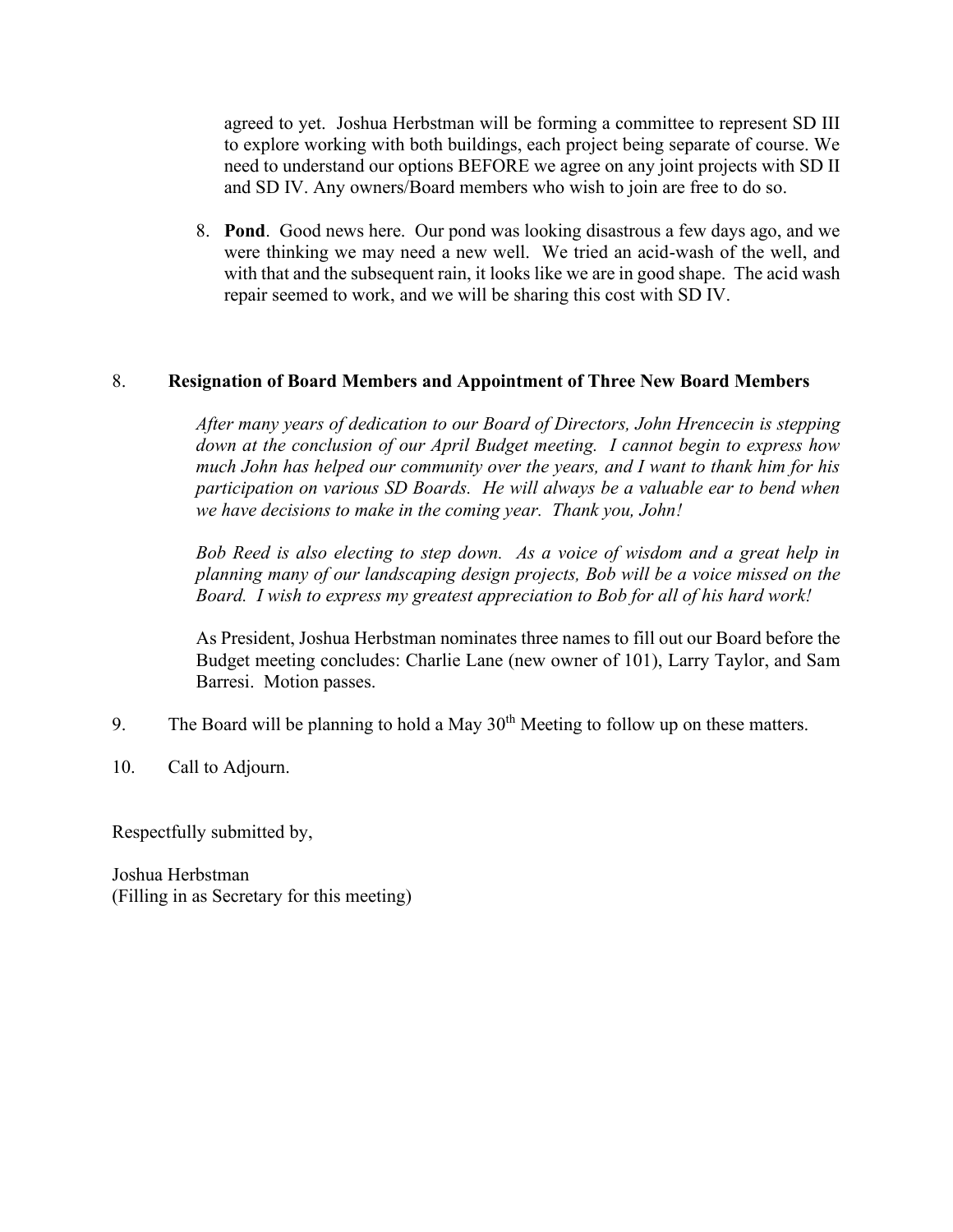agreed to yet. Joshua Herbstman will be forming a committee to represent SD III to explore working with both buildings, each project being separate of course. We need to understand our options BEFORE we agree on any joint projects with SD II and SD IV. Any owners/Board members who wish to join are free to do so.

8. **Pond**. Good news here. Our pond was looking disastrous a few days ago, and we were thinking we may need a new well. We tried an acid-wash of the well, and with that and the subsequent rain, it looks like we are in good shape. The acid wash repair seemed to work, and we will be sharing this cost with SD IV.

8. **Resignation of Board Members and Appointment of Three New Board Members**

   *After many years of dedication to our Board of Directors, John Hrencecin is stepping down at the conclusion of our April Budget meeting. I cannot begin to express how much John has helped our community over the years, and I want to thank him for his participation on various SD Boards. He will always be a valuable ear to bend when we have decisions to make in the coming year. Thank you, John!*

   *Bob Reed is also electing to step down. As a voice of wisdom and a great help in planning many of our landscaping design projects, Bob will be a voice missed on the Board. I wish to express my greatest appreciation to Bob for all of his hard work!*

   As President, Joshua Herbstman nominates three names to fill out our Board before the Budget meeting concludes: Charlie Lane (new owner of 101), Larry Taylor, and Sam Barresi. Motion passes.

9. The Board will be planning to hold a May 30th Meeting to follow up on these matters.

10. Call to Adjourn.

Respectfully submitted by,

Joshua Herbstman
(Filling in as Secretary for this meeting)